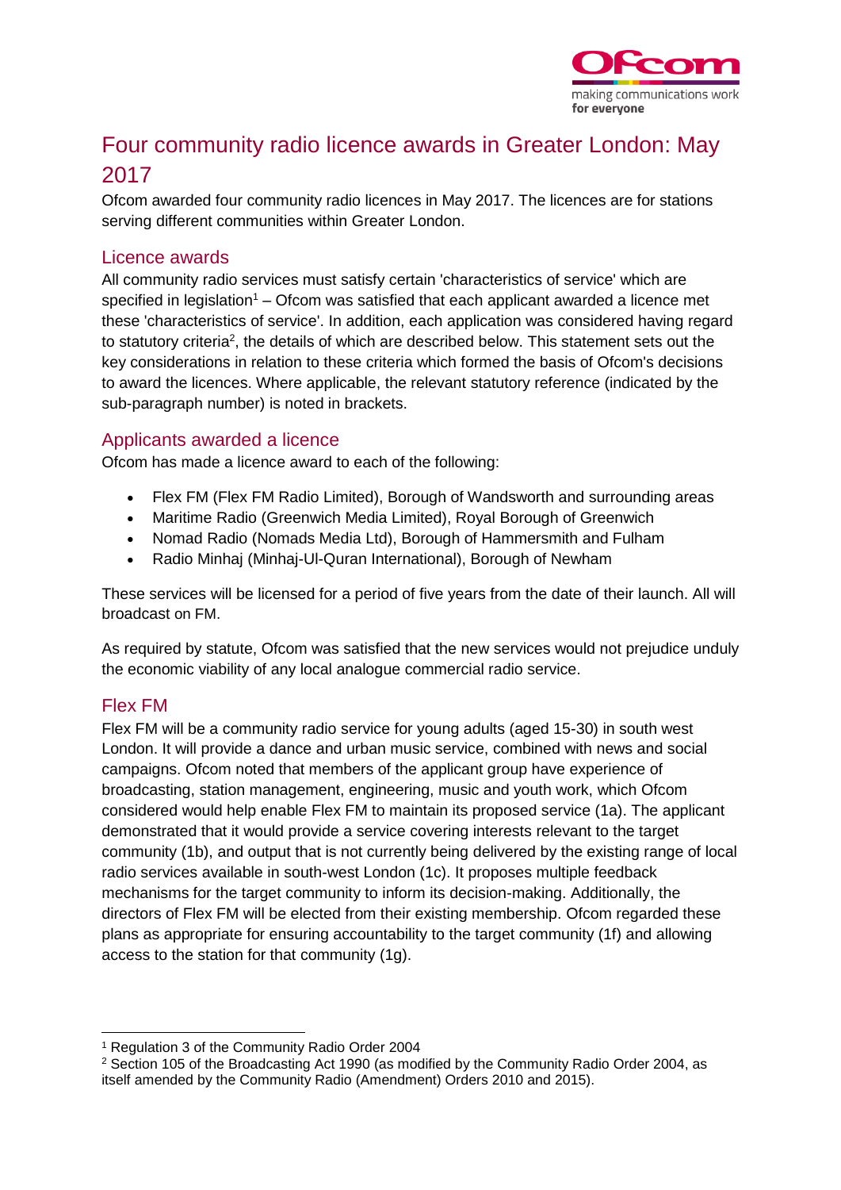# Four community radio licence awards in Greater London: May 2017

Ofcom awarded four community radio licences in May 2017. The licences are for stations serving different communities within Greater London.

## Licence awards

All community radio services must satisfy certain 'characteristics of service' which are specified in legislation[1] – Ofcom was satisfied that each applicant awarded a licence met these 'characteristics of service'. In addition, each application was considered having regard to statutory criteria[2], the details of which are described below. This statement sets out the key considerations in relation to these criteria which formed the basis of Ofcom's decisions to award the licences. Where applicable, the relevant statutory reference (indicated by the sub-paragraph number) is noted in brackets.

## Applicants awarded a licence

Ofcom has made a licence award to each of the following:

- Flex FM (Flex FM Radio Limited), Borough of Wandsworth and surrounding areas
- Maritime Radio (Greenwich Media Limited), Royal Borough of Greenwich
- Nomad Radio (Nomads Media Ltd), Borough of Hammersmith and Fulham
- Radio Minhaj (Minhaj-Ul-Quran International), Borough of Newham

These services will be licensed for a period of five years from the date of their launch. All will broadcast on FM.

As required by statute, Ofcom was satisfied that the new services would not prejudice unduly the economic viability of any local analogue commercial radio service.

## Flex FM

Flex FM will be a community radio service for young adults (aged 15-30) in south west London. It will provide a dance and urban music service, combined with news and social campaigns. Ofcom noted that members of the applicant group have experience of broadcasting, station management, engineering, music and youth work, which Ofcom considered would help enable Flex FM to maintain its proposed service (1a). The applicant demonstrated that it would provide a service covering interests relevant to the target community (1b), and output that is not currently being delivered by the existing range of local radio services available in south-west London (1c). It proposes multiple feedback mechanisms for the target community to inform its decision-making. Additionally, the directors of Flex FM will be elected from their existing membership. Ofcom regarded these plans as appropriate for ensuring accountability to the target community (1f) and allowing access to the station for that community (1g).

---

[1] Regulation 3 of the Community Radio Order 2004

[2] Section 105 of the Broadcasting Act 1990 (as modified by the Community Radio Order 2004, as itself amended by the Community Radio (Amendment) Orders 2010 and 2015).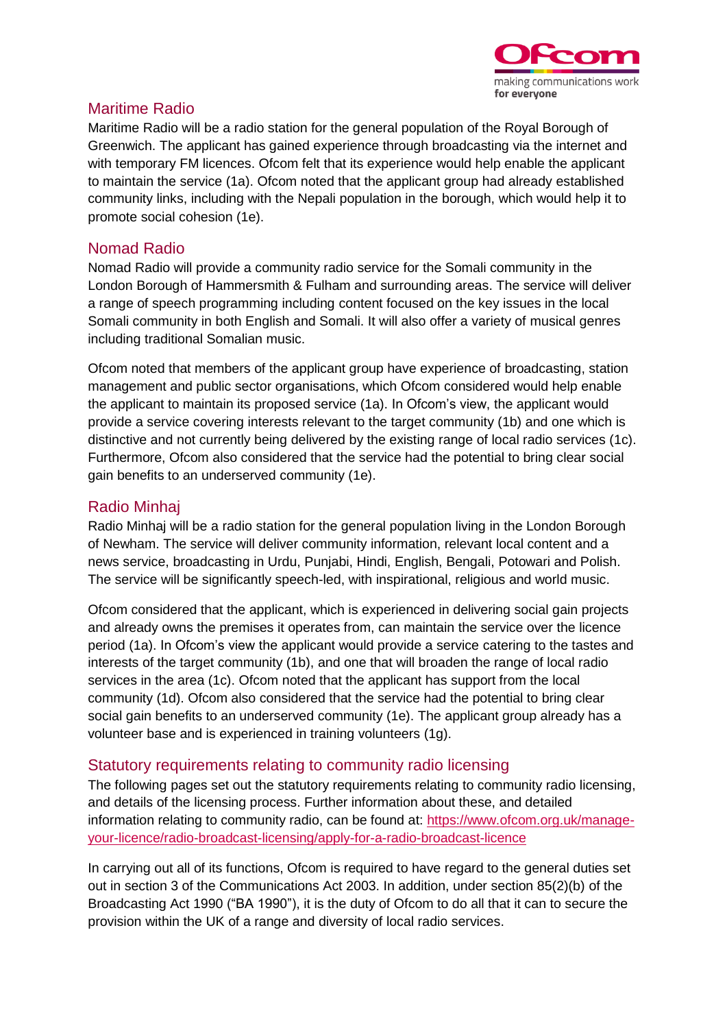## Maritime Radio

Maritime Radio will be a radio station for the general population of the Royal Borough of Greenwich. The applicant has gained experience through broadcasting via the internet and with temporary FM licences. Ofcom felt that its experience would help enable the applicant to maintain the service (1a). Ofcom noted that the applicant group had already established community links, including with the Nepali population in the borough, which would help it to promote social cohesion (1e).

## Nomad Radio

Nomad Radio will provide a community radio service for the Somali community in the London Borough of Hammersmith & Fulham and surrounding areas. The service will deliver a range of speech programming including content focused on the key issues in the local Somali community in both English and Somali. It will also offer a variety of musical genres including traditional Somalian music.

Ofcom noted that members of the applicant group have experience of broadcasting, station management and public sector organisations, which Ofcom considered would help enable the applicant to maintain its proposed service (1a). In Ofcom's view, the applicant would provide a service covering interests relevant to the target community (1b) and one which is distinctive and not currently being delivered by the existing range of local radio services (1c). Furthermore, Ofcom also considered that the service had the potential to bring clear social gain benefits to an underserved community (1e).

## Radio Minhaj

Radio Minhaj will be a radio station for the general population living in the London Borough of Newham. The service will deliver community information, relevant local content and a news service, broadcasting in Urdu, Punjabi, Hindi, English, Bengali, Potowari and Polish. The service will be significantly speech-led, with inspirational, religious and world music.

Ofcom considered that the applicant, which is experienced in delivering social gain projects and already owns the premises it operates from, can maintain the service over the licence period (1a). In Ofcom's view the applicant would provide a service catering to the tastes and interests of the target community (1b), and one that will broaden the range of local radio services in the area (1c). Ofcom noted that the applicant has support from the local community (1d). Ofcom also considered that the service had the potential to bring clear social gain benefits to an underserved community (1e). The applicant group already has a volunteer base and is experienced in training volunteers (1g).

## Statutory requirements relating to community radio licensing

The following pages set out the statutory requirements relating to community radio licensing, and details of the licensing process. Further information about these, and detailed information relating to community radio, can be found at: https://www.ofcom.org.uk/manage-your-licence/radio-broadcast-licensing/apply-for-a-radio-broadcast-licence

In carrying out all of its functions, Ofcom is required to have regard to the general duties set out in section 3 of the Communications Act 2003. In addition, under section 85(2)(b) of the Broadcasting Act 1990 ("BA 1990"), it is the duty of Ofcom to do all that it can to secure the provision within the UK of a range and diversity of local radio services.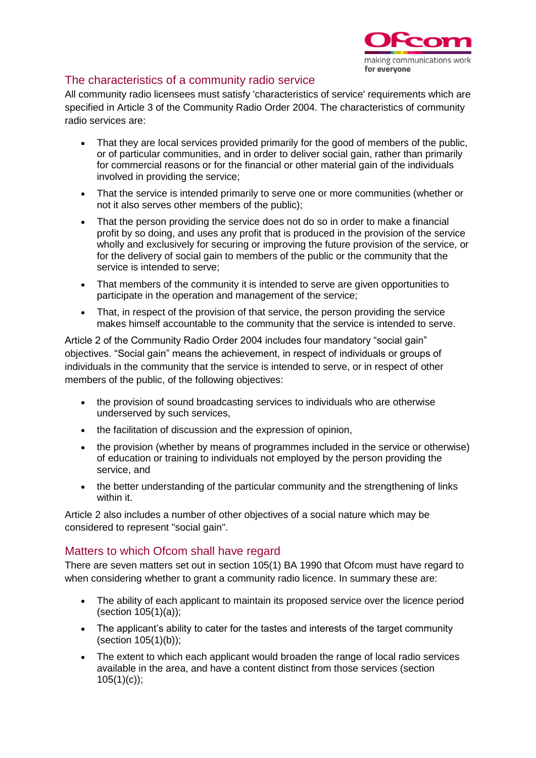## The characteristics of a community radio service

All community radio licensees must satisfy 'characteristics of service' requirements which are specified in Article 3 of the Community Radio Order 2004. The characteristics of community radio services are:

- That they are local services provided primarily for the good of members of the public, or of particular communities, and in order to deliver social gain, rather than primarily for commercial reasons or for the financial or other material gain of the individuals involved in providing the service;
- That the service is intended primarily to serve one or more communities (whether or not it also serves other members of the public);
- That the person providing the service does not do so in order to make a financial profit by so doing, and uses any profit that is produced in the provision of the service wholly and exclusively for securing or improving the future provision of the service, or for the delivery of social gain to members of the public or the community that the service is intended to serve;
- That members of the community it is intended to serve are given opportunities to participate in the operation and management of the service;
- That, in respect of the provision of that service, the person providing the service makes himself accountable to the community that the service is intended to serve.

Article 2 of the Community Radio Order 2004 includes four mandatory "social gain" objectives. "Social gain" means the achievement, in respect of individuals or groups of individuals in the community that the service is intended to serve, or in respect of other members of the public, of the following objectives:

- the provision of sound broadcasting services to individuals who are otherwise underserved by such services,
- the facilitation of discussion and the expression of opinion,
- the provision (whether by means of programmes included in the service or otherwise) of education or training to individuals not employed by the person providing the service, and
- the better understanding of the particular community and the strengthening of links within it.

Article 2 also includes a number of other objectives of a social nature which may be considered to represent "social gain".

## Matters to which Ofcom shall have regard

There are seven matters set out in section 105(1) BA 1990 that Ofcom must have regard to when considering whether to grant a community radio licence. In summary these are:

- The ability of each applicant to maintain its proposed service over the licence period (section 105(1)(a));
- The applicant's ability to cater for the tastes and interests of the target community (section 105(1)(b));
- The extent to which each applicant would broaden the range of local radio services available in the area, and have a content distinct from those services (section 105(1)(c));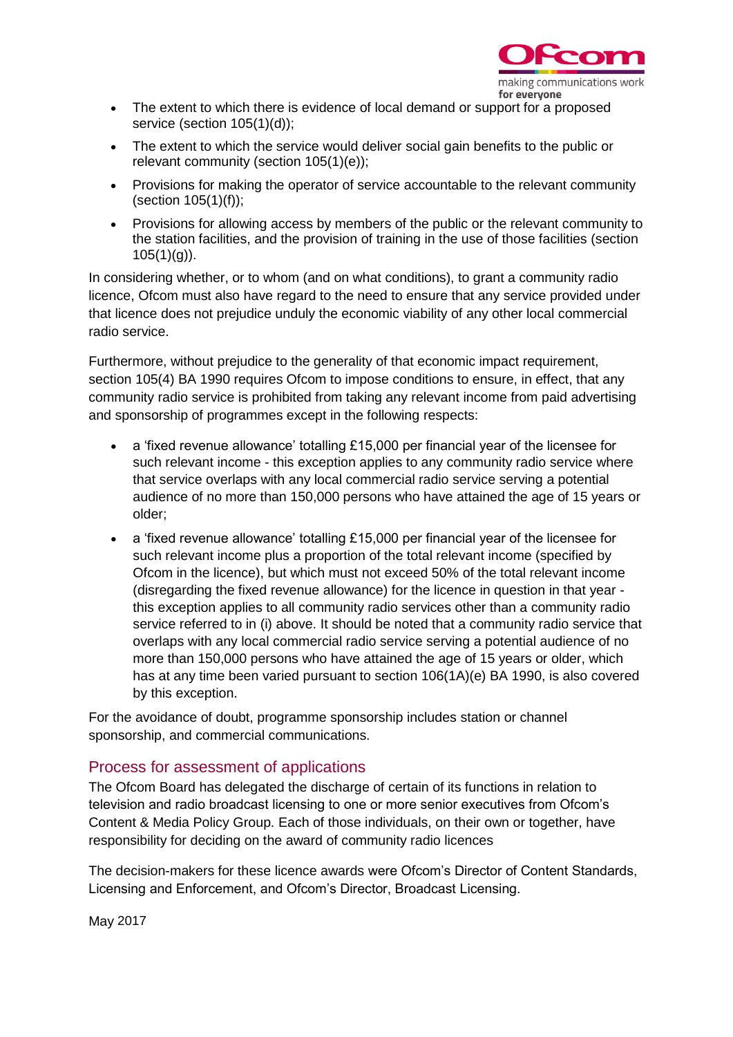- The extent to which there is evidence of local demand or support for a proposed service (section 105(1)(d));
- The extent to which the service would deliver social gain benefits to the public or relevant community (section 105(1)(e));
- Provisions for making the operator of service accountable to the relevant community (section 105(1)(f));
- Provisions for allowing access by members of the public or the relevant community to the station facilities, and the provision of training in the use of those facilities (section 105(1)(g)).

In considering whether, or to whom (and on what conditions), to grant a community radio licence, Ofcom must also have regard to the need to ensure that any service provided under that licence does not prejudice unduly the economic viability of any other local commercial radio service.

Furthermore, without prejudice to the generality of that economic impact requirement, section 105(4) BA 1990 requires Ofcom to impose conditions to ensure, in effect, that any community radio service is prohibited from taking any relevant income from paid advertising and sponsorship of programmes except in the following respects:

- a 'fixed revenue allowance' totalling £15,000 per financial year of the licensee for such relevant income - this exception applies to any community radio service where that service overlaps with any local commercial radio service serving a potential audience of no more than 150,000 persons who have attained the age of 15 years or older;
- a 'fixed revenue allowance' totalling £15,000 per financial year of the licensee for such relevant income plus a proportion of the total relevant income (specified by Ofcom in the licence), but which must not exceed 50% of the total relevant income (disregarding the fixed revenue allowance) for the licence in question in that year - this exception applies to all community radio services other than a community radio service referred to in (i) above. It should be noted that a community radio service that overlaps with any local commercial radio service serving a potential audience of no more than 150,000 persons who have attained the age of 15 years or older, which has at any time been varied pursuant to section 106(1A)(e) BA 1990, is also covered by this exception.

For the avoidance of doubt, programme sponsorship includes station or channel sponsorship, and commercial communications.

## Process for assessment of applications

The Ofcom Board has delegated the discharge of certain of its functions in relation to television and radio broadcast licensing to one or more senior executives from Ofcom's Content & Media Policy Group. Each of those individuals, on their own or together, have responsibility for deciding on the award of community radio licences

The decision-makers for these licence awards were Ofcom's Director of Content Standards, Licensing and Enforcement, and Ofcom's Director, Broadcast Licensing.

May 2017